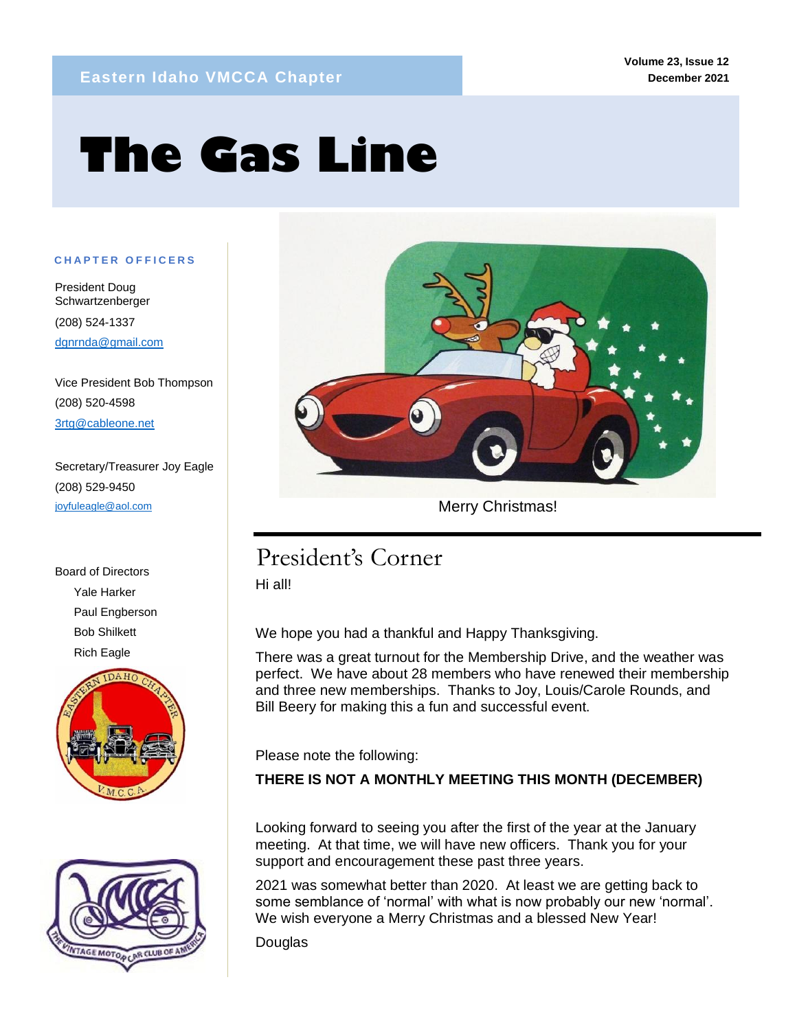Eastern Idaho VMCCA Chapter

Volume 23, Issue 12
December 2021

# The Gas Line

**CHAPTER OFFICERS**

President Doug Schwartzenberger
(208) 524-1337
dgnrnda@gmail.com

Vice President Bob Thompson
(208) 520-4598
3rtg@cableone.net

Secretary/Treasurer Joy Eagle
(208) 529-9450
joyfuleagle@aol.com

Board of Directors
- Yale Harker
- Paul Engberson
- Bob Shilkett
- Rich Eagle

Merry Christmas!

## President's Corner

Hi all!

We hope you had a thankful and Happy Thanksgiving.

There was a great turnout for the Membership Drive, and the weather was perfect. We have about 28 members who have renewed their membership and three new memberships. Thanks to Joy, Louis/Carole Rounds, and Bill Beery for making this a fun and successful event.

Please note the following:

**THERE IS NOT A MONTHLY MEETING THIS MONTH (DECEMBER)**

Looking forward to seeing you after the first of the year at the January meeting. At that time, we will have new officers. Thank you for your support and encouragement these past three years.

2021 was somewhat better than 2020. At least we are getting back to some semblance of 'normal' with what is now probably our new 'normal'. We wish everyone a Merry Christmas and a blessed New Year!

Douglas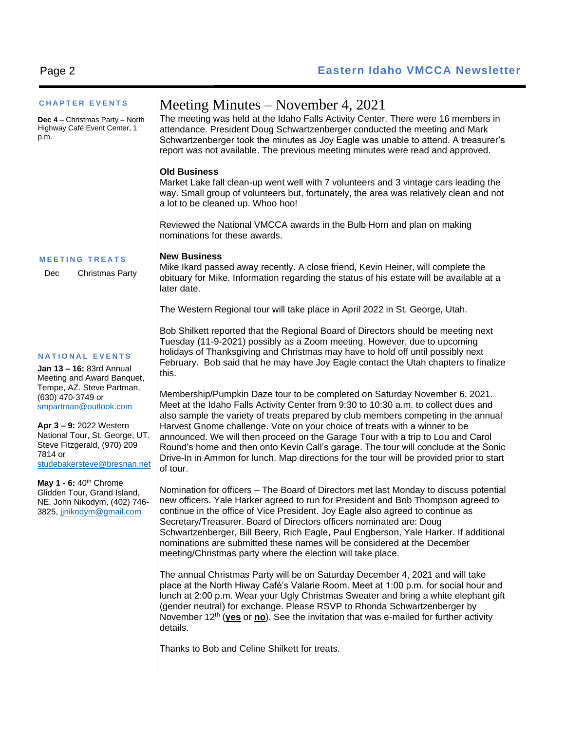### CHAPTER EVENTS

**Dec 4** – Christmas Party – North Highway Café Event Center, 1 p.m.

### MEETING TREATS

| Dec | Christmas Party |
| --- | --- |

### NATIONAL EVENTS

**Jan 13 – 16:** 83rd Annual Meeting and Award Banquet, Tempe, AZ. Steve Partman, (630) 470-3749 or smpartman@outlook.com

**Apr 3 – 9:** 2022 Western National Tour, St. George, UT. Steve Fitzgerald, (970) 209 7814 or studebakersteve@bresnan.net

**May 1 - 6:** 40th Chrome Glidden Tour, Grand Island, NE. John Nikodym, (402) 746-3825, jjnikodym@gmail.com

# Meeting Minutes – November 4, 2021

The meeting was held at the Idaho Falls Activity Center. There were 16 members in attendance. President Doug Schwartzenberger conducted the meeting and Mark Schwartzenberger took the minutes as Joy Eagle was unable to attend. A treasurer's report was not available. The previous meeting minutes were read and approved.

**Old Business**

Market Lake fall clean-up went well with 7 volunteers and 3 vintage cars leading the way. Small group of volunteers but, fortunately, the area was relatively clean and not a lot to be cleaned up. Whoo hoo!

Reviewed the National VMCCA awards in the Bulb Horn and plan on making nominations for these awards.

**New Business**

Mike Ikard passed away recently. A close friend, Kevin Heiner, will complete the obituary for Mike. Information regarding the status of his estate will be available at a later date.

The Western Regional tour will take place in April 2022 in St. George, Utah.

Bob Shilkett reported that the Regional Board of Directors should be meeting next Tuesday (11-9-2021) possibly as a Zoom meeting. However, due to upcoming holidays of Thanksgiving and Christmas may have to hold off until possibly next February. Bob said that he may have Joy Eagle contact the Utah chapters to finalize this.

Membership/Pumpkin Daze tour to be completed on Saturday November 6, 2021. Meet at the Idaho Falls Activity Center from 9:30 to 10:30 a.m. to collect dues and also sample the variety of treats prepared by club members competing in the annual Harvest Gnome challenge. Vote on your choice of treats with a winner to be announced. We will then proceed on the Garage Tour with a trip to Lou and Carol Round's home and then onto Kevin Call's garage. The tour will conclude at the Sonic Drive-In in Ammon for lunch. Map directions for the tour will be provided prior to start of tour.

Nomination for officers – The Board of Directors met last Monday to discuss potential new officers. Yale Harker agreed to run for President and Bob Thompson agreed to continue in the office of Vice President. Joy Eagle also agreed to continue as Secretary/Treasurer. Board of Directors officers nominated are: Doug Schwartzenberger, Bill Beery, Rich Eagle, Paul Engberson, Yale Harker. If additional nominations are submitted these names will be considered at the December meeting/Christmas party where the election will take place.

The annual Christmas Party will be on Saturday December 4, 2021 and will take place at the North Hiway Café's Valarie Room. Meet at 1:00 p.m. for social hour and lunch at 2:00 p.m. Wear your Ugly Christmas Sweater and bring a white elephant gift (gender neutral) for exchange. Please RSVP to Rhonda Schwartzenberger by November 12th (**yes** or **no**). See the invitation that was e-mailed for further activity details.

Thanks to Bob and Celine Shilkett for treats.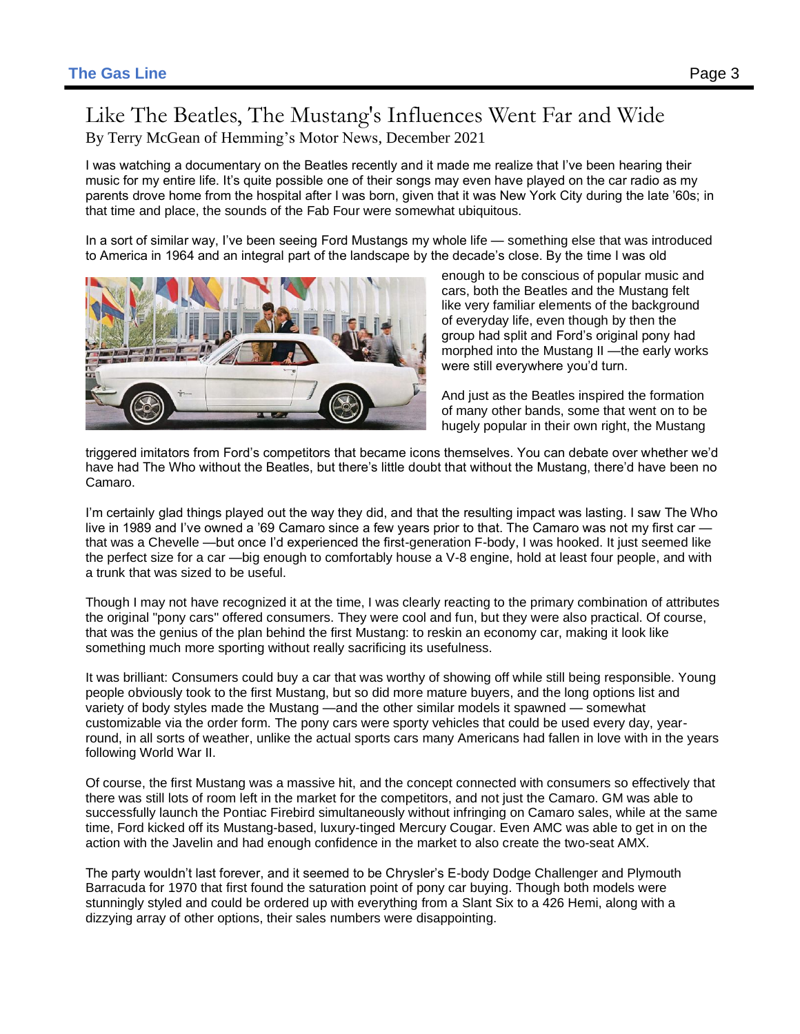# Like The Beatles, The Mustang's Influences Went Far and Wide

By Terry McGean of Hemming's Motor News, December 2021

I was watching a documentary on the Beatles recently and it made me realize that I've been hearing their music for my entire life. It's quite possible one of their songs may even have played on the car radio as my parents drove home from the hospital after I was born, given that it was New York City during the late '60s; in that time and place, the sounds of the Fab Four were somewhat ubiquitous.

In a sort of similar way, I've been seeing Ford Mustangs my whole life — something else that was introduced to America in 1964 and an integral part of the landscape by the decade's close. By the time I was old enough to be conscious of popular music and cars, both the Beatles and the Mustang felt like very familiar elements of the background of everyday life, even though by then the group had split and Ford's original pony had morphed into the Mustang II —the early works were still everywhere you'd turn.

And just as the Beatles inspired the formation of many other bands, some that went on to be hugely popular in their own right, the Mustang triggered imitators from Ford's competitors that became icons themselves. You can debate over whether we'd have had The Who without the Beatles, but there's little doubt that without the Mustang, there'd have been no Camaro.

I'm certainly glad things played out the way they did, and that the resulting impact was lasting. I saw The Who live in 1989 and I've owned a '69 Camaro since a few years prior to that. The Camaro was not my first car — that was a Chevelle —but once I'd experienced the first-generation F-body, I was hooked. It just seemed like the perfect size for a car —big enough to comfortably house a V-8 engine, hold at least four people, and with a trunk that was sized to be useful.

Though I may not have recognized it at the time, I was clearly reacting to the primary combination of attributes the original "pony cars" offered consumers. They were cool and fun, but they were also practical. Of course, that was the genius of the plan behind the first Mustang: to reskin an economy car, making it look like something much more sporting without really sacrificing its usefulness.

It was brilliant: Consumers could buy a car that was worthy of showing off while still being responsible. Young people obviously took to the first Mustang, but so did more mature buyers, and the long options list and variety of body styles made the Mustang —and the other similar models it spawned — somewhat customizable via the order form. The pony cars were sporty vehicles that could be used every day, year-round, in all sorts of weather, unlike the actual sports cars many Americans had fallen in love with in the years following World War II.

Of course, the first Mustang was a massive hit, and the concept connected with consumers so effectively that there was still lots of room left in the market for the competitors, and not just the Camaro. GM was able to successfully launch the Pontiac Firebird simultaneously without infringing on Camaro sales, while at the same time, Ford kicked off its Mustang-based, luxury-tinged Mercury Cougar. Even AMC was able to get in on the action with the Javelin and had enough confidence in the market to also create the two-seat AMX.

The party wouldn't last forever, and it seemed to be Chrysler's E-body Dodge Challenger and Plymouth Barracuda for 1970 that first found the saturation point of pony car buying. Though both models were stunningly styled and could be ordered up with everything from a Slant Six to a 426 Hemi, along with a dizzying array of other options, their sales numbers were disappointing.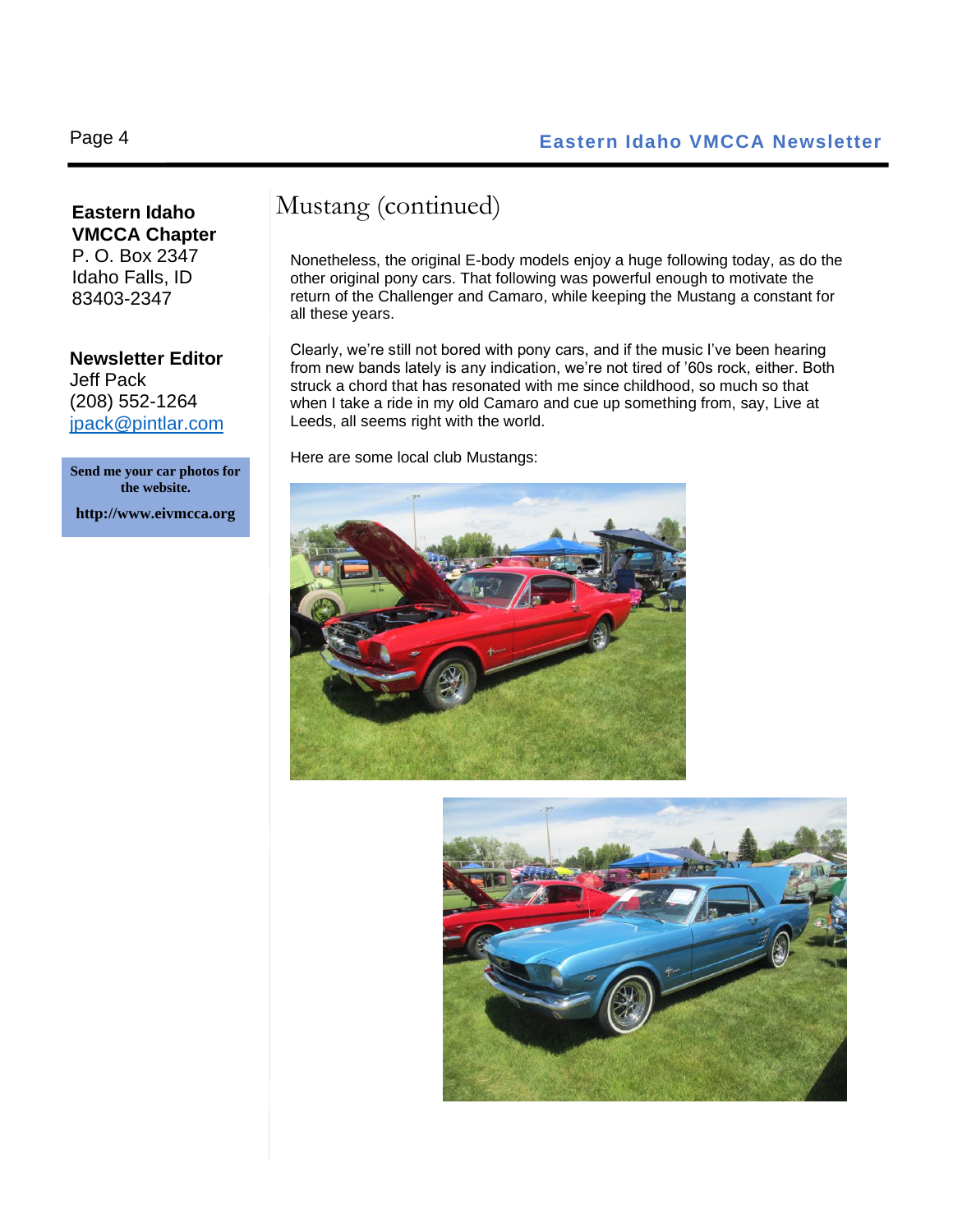**Eastern Idaho VMCCA Chapter**
P. O. Box 2347
Idaho Falls, ID
83403-2347

**Newsletter Editor**
Jeff Pack
(208) 552-1264
jpack@pintlar.com

**Send me your car photos for the website.**

**http://www.eivmcca.org**

# Mustang (continued)

Nonetheless, the original E-body models enjoy a huge following today, as do the other original pony cars. That following was powerful enough to motivate the return of the Challenger and Camaro, while keeping the Mustang a constant for all these years.

Clearly, we're still not bored with pony cars, and if the music I've been hearing from new bands lately is any indication, we're not tired of '60s rock, either. Both struck a chord that has resonated with me since childhood, so much so that when I take a ride in my old Camaro and cue up something from, say, Live at Leeds, all seems right with the world.

Here are some local club Mustangs: